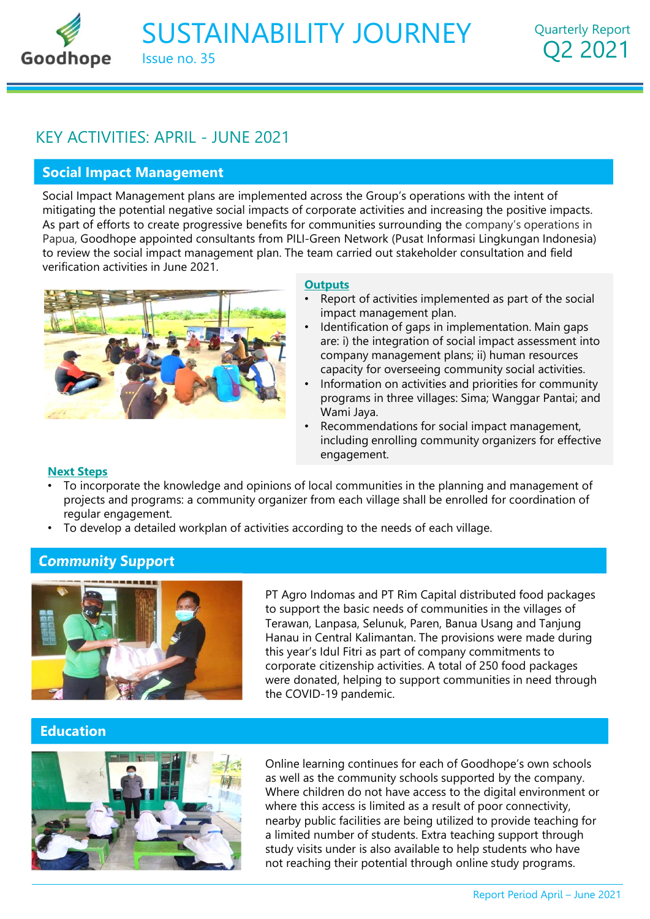# SUSTAINABILITY JOURNEY

Issue no. 35

Quarterly Report
Q2 2021

## KEY ACTIVITIES: APRIL - JUNE 2021

### Social Impact Management

Social Impact Management plans are implemented across the Group's operations with the intent of mitigating the potential negative social impacts of corporate activities and increasing the positive impacts. As part of efforts to create progressive benefits for communities surrounding the company's operations in Papua, Goodhope appointed consultants from PILI-Green Network (Pusat Informasi Lingkungan Indonesia) to review the social impact management plan. The team carried out stakeholder consultation and field verification activities in June 2021.

**Outputs**

- Report of activities implemented as part of the social impact management plan.
- Identification of gaps in implementation. Main gaps are: i) the integration of social impact assessment into company management plans; ii) human resources capacity for overseeing community social activities.
- Information on activities and priorities for community programs in three villages: Sima; Wanggar Pantai; and Wami Jaya.
- Recommendations for social impact management, including enrolling community organizers for effective engagement.

**Next Steps**

- To incorporate the knowledge and opinions of local communities in the planning and management of projects and programs: a community organizer from each village shall be enrolled for coordination of regular engagement.
- To develop a detailed workplan of activities according to the needs of each village.

### Community Support

PT Agro Indomas and PT Rim Capital distributed food packages to support the basic needs of communities in the villages of Terawan, Lanpasa, Selunuk, Paren, Banua Usang and Tanjung Hanau in Central Kalimantan. The provisions were made during this year's Idul Fitri as part of company commitments to corporate citizenship activities. A total of 250 food packages were donated, helping to support communities in need through the COVID-19 pandemic.

### Education

Online learning continues for each of Goodhope's own schools as well as the community schools supported by the company. Where children do not have access to the digital environment or where this access is limited as a result of poor connectivity, nearby public facilities are being utilized to provide teaching for a limited number of students. Extra teaching support through study visits under is also available to help students who have not reaching their potential through online study programs.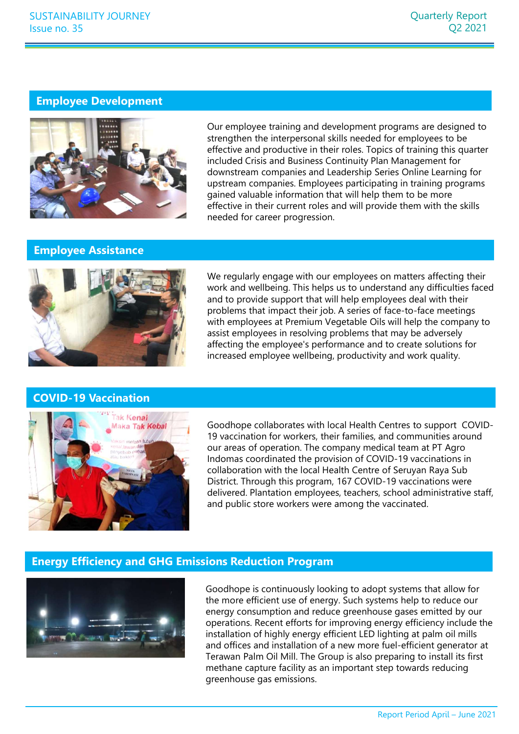## Employee Development

Our employee training and development programs are designed to strengthen the interpersonal skills needed for employees to be effective and productive in their roles. Topics of training this quarter included Crisis and Business Continuity Plan Management for downstream companies and Leadership Series Online Learning for upstream companies. Employees participating in training programs gained valuable information that will help them to be more effective in their current roles and will provide them with the skills needed for career progression.

## Employee Assistance

We regularly engage with our employees on matters affecting their work and wellbeing. This helps us to understand any difficulties faced and to provide support that will help employees deal with their problems that impact their job. A series of face-to-face meetings with employees at Premium Vegetable Oils will help the company to assist employees in resolving problems that may be adversely affecting the employee's performance and to create solutions for increased employee wellbeing, productivity and work quality.

## COVID-19 Vaccination

Goodhope collaborates with local Health Centres to support COVID-19 vaccination for workers, their families, and communities around our areas of operation. The company medical team at PT Agro Indomas coordinated the provision of COVID-19 vaccinations in collaboration with the local Health Centre of Seruyan Raya Sub District. Through this program, 167 COVID-19 vaccinations were delivered. Plantation employees, teachers, school administrative staff, and public store workers were among the vaccinated.

## Energy Efficiency and GHG Emissions Reduction Program

Goodhope is continuously looking to adopt systems that allow for the more efficient use of energy. Such systems help to reduce our energy consumption and reduce greenhouse gases emitted by our operations. Recent efforts for improving energy efficiency include the installation of highly energy efficient LED lighting at palm oil mills and offices and installation of a new more fuel-efficient generator at Terawan Palm Oil Mill. The Group is also preparing to install its first methane capture facility as an important step towards reducing greenhouse gas emissions.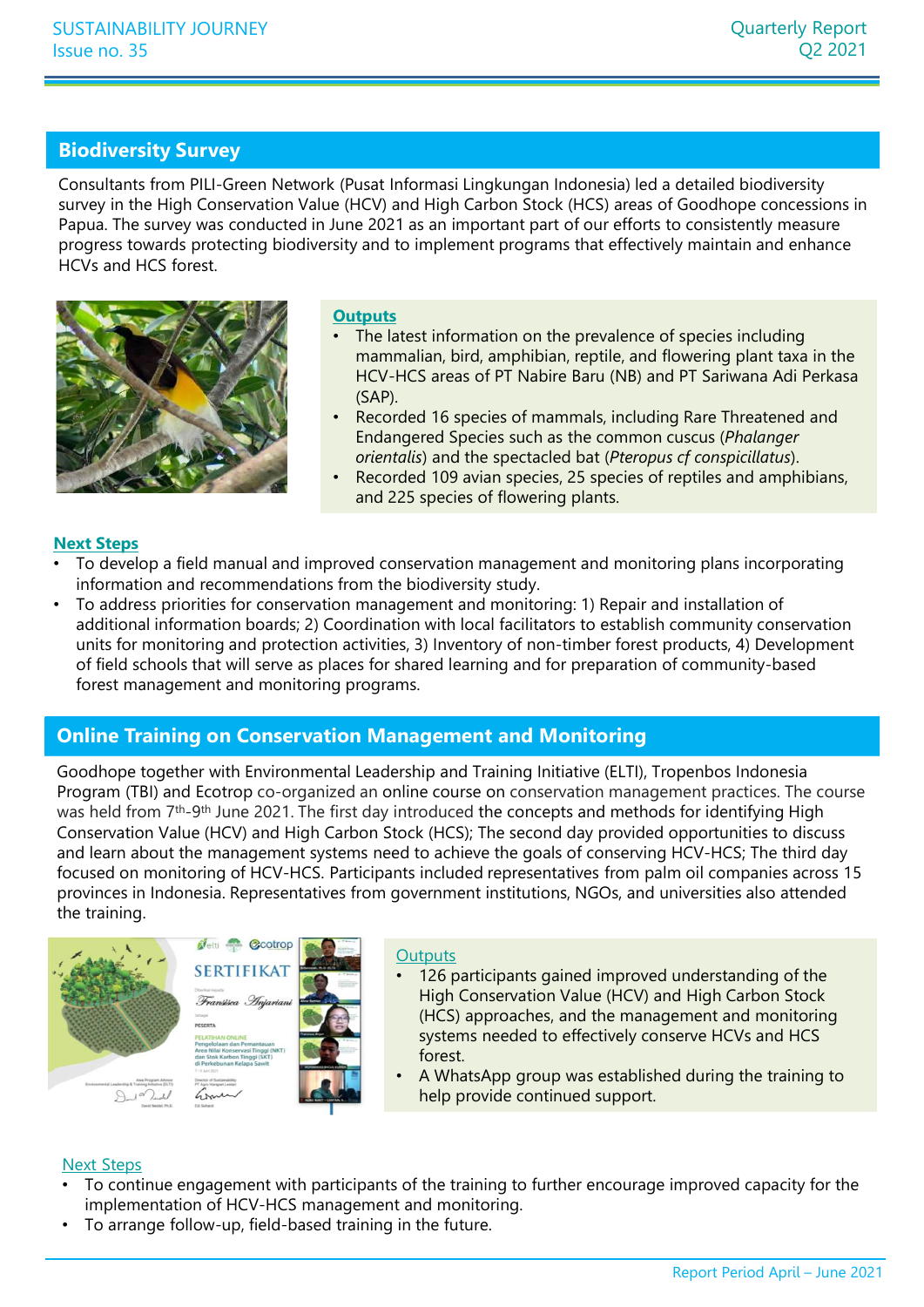## Biodiversity Survey

Consultants from PILI-Green Network (Pusat Informasi Lingkungan Indonesia) led a detailed biodiversity survey in the High Conservation Value (HCV) and High Carbon Stock (HCS) areas of Goodhope concessions in Papua. The survey was conducted in June 2021 as an important part of our efforts to consistently measure progress towards protecting biodiversity and to implement programs that effectively maintain and enhance HCVs and HCS forest.

**Outputs**

- The latest information on the prevalence of species including mammalian, bird, amphibian, reptile, and flowering plant taxa in the HCV-HCS areas of PT Nabire Baru (NB) and PT Sariwana Adi Perkasa (SAP).
- Recorded 16 species of mammals, including Rare Threatened and Endangered Species such as the common cuscus (*Phalanger orientalis*) and the spectacled bat (*Pteropus cf conspicillatus*).
- Recorded 109 avian species, 25 species of reptiles and amphibians, and 225 species of flowering plants.

**Next Steps**

- To develop a field manual and improved conservation management and monitoring plans incorporating information and recommendations from the biodiversity study.
- To address priorities for conservation management and monitoring: 1) Repair and installation of additional information boards; 2) Coordination with local facilitators to establish community conservation units for monitoring and protection activities, 3) Inventory of non-timber forest products, 4) Development of field schools that will serve as places for shared learning and for preparation of community-based forest management and monitoring programs.

## Online Training on Conservation Management and Monitoring

Goodhope together with Environmental Leadership and Training Initiative (ELTI), Tropenbos Indonesia Program (TBI) and Ecotrop co-organized an online course on conservation management practices. The course was held from 7th-9th June 2021. The first day introduced the concepts and methods for identifying High Conservation Value (HCV) and High Carbon Stock (HCS); The second day provided opportunities to discuss and learn about the management systems need to achieve the goals of conserving HCV-HCS; The third day focused on monitoring of HCV-HCS. Participants included representatives from palm oil companies across 15 provinces in Indonesia. Representatives from government institutions, NGOs, and universities also attended the training.

Outputs

- 126 participants gained improved understanding of the High Conservation Value (HCV) and High Carbon Stock (HCS) approaches, and the management and monitoring systems needed to effectively conserve HCVs and HCS forest.
- A WhatsApp group was established during the training to help provide continued support.

Next Steps

- To continue engagement with participants of the training to further encourage improved capacity for the implementation of HCV-HCS management and monitoring.
- To arrange follow-up, field-based training in the future.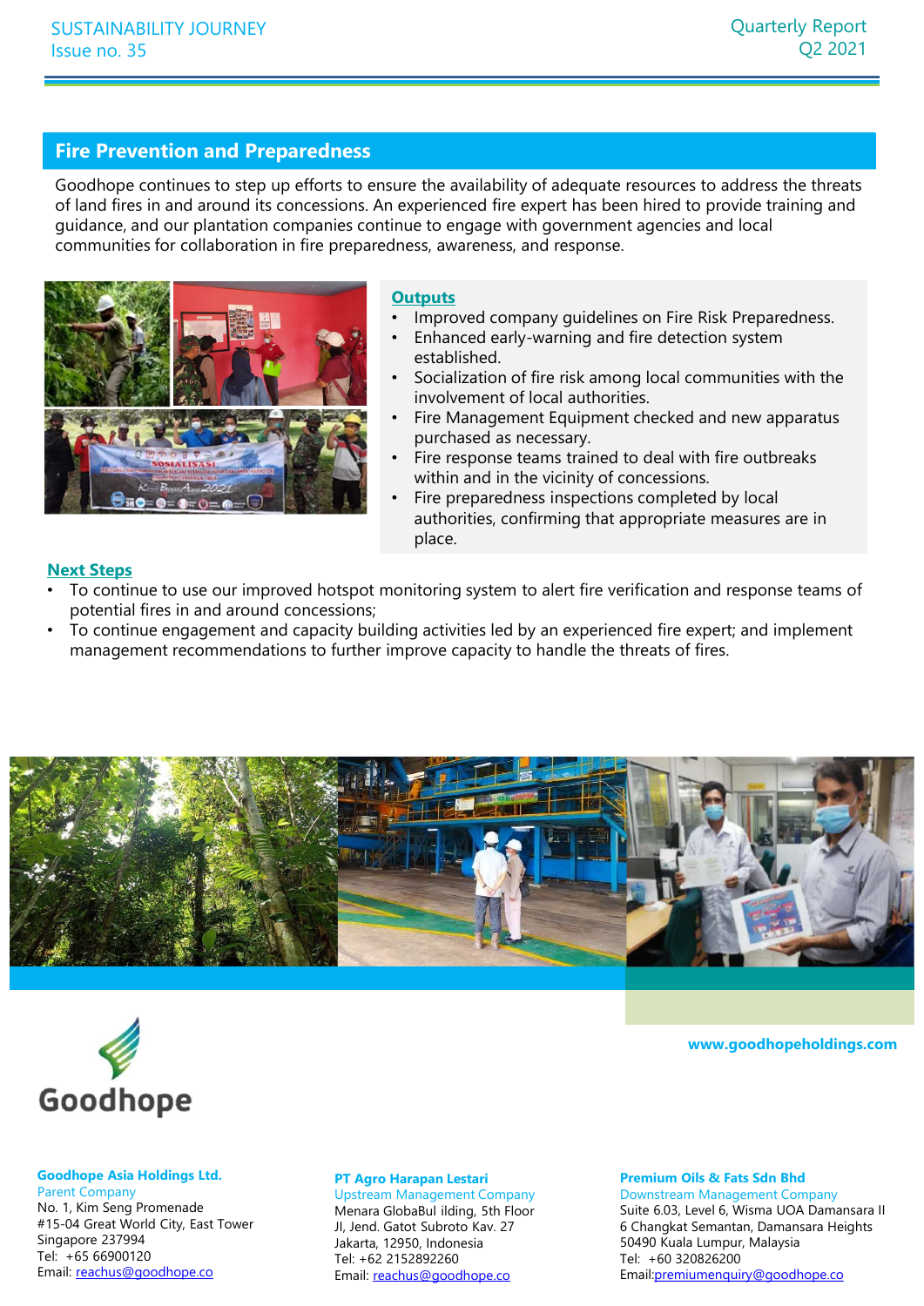## Fire Prevention and Preparedness

Goodhope continues to step up efforts to ensure the availability of adequate resources to address the threats of land fires in and around its concessions. An experienced fire expert has been hired to provide training and guidance, and our plantation companies continue to engage with government agencies and local communities for collaboration in fire preparedness, awareness, and response.

### Outputs

- Improved company guidelines on Fire Risk Preparedness.
- Enhanced early-warning and fire detection system established.
- Socialization of fire risk among local communities with the involvement of local authorities.
- Fire Management Equipment checked and new apparatus purchased as necessary.
- Fire response teams trained to deal with fire outbreaks within and in the vicinity of concessions.
- Fire preparedness inspections completed by local authorities, confirming that appropriate measures are in place.

### Next Steps

- To continue to use our improved hotspot monitoring system to alert fire verification and response teams of potential fires in and around concessions;
- To continue engagement and capacity building activities led by an experienced fire expert; and implement management recommendations to further improve capacity to handle the threats of fires.

**www.goodhopeholdings.com**

**Goodhope Asia Holdings Ltd.**
Parent Company
No. 1, Kim Seng Promenade
#15-04 Great World City, East Tower
Singapore 237994
Tel: +65 66900120
Email: reachus@goodhope.co

**PT Agro Harapan Lestari**
Upstream Management Company
Menara GlobaBul ilding, 5th Floor
Jl, Jend. Gatot Subroto Kav. 27
Jakarta, 12950, Indonesia
Tel: +62 2152892260
Email: reachus@goodhope.co

**Premium Oils & Fats Sdn Bhd**
Downstream Management Company
Suite 6.03, Level 6, Wisma UOA Damansara II
6 Changkat Semantan, Damansara Heights
50490 Kuala Lumpur, Malaysia
Tel: +60 320826200
Email:premiumenquiry@goodhope.co